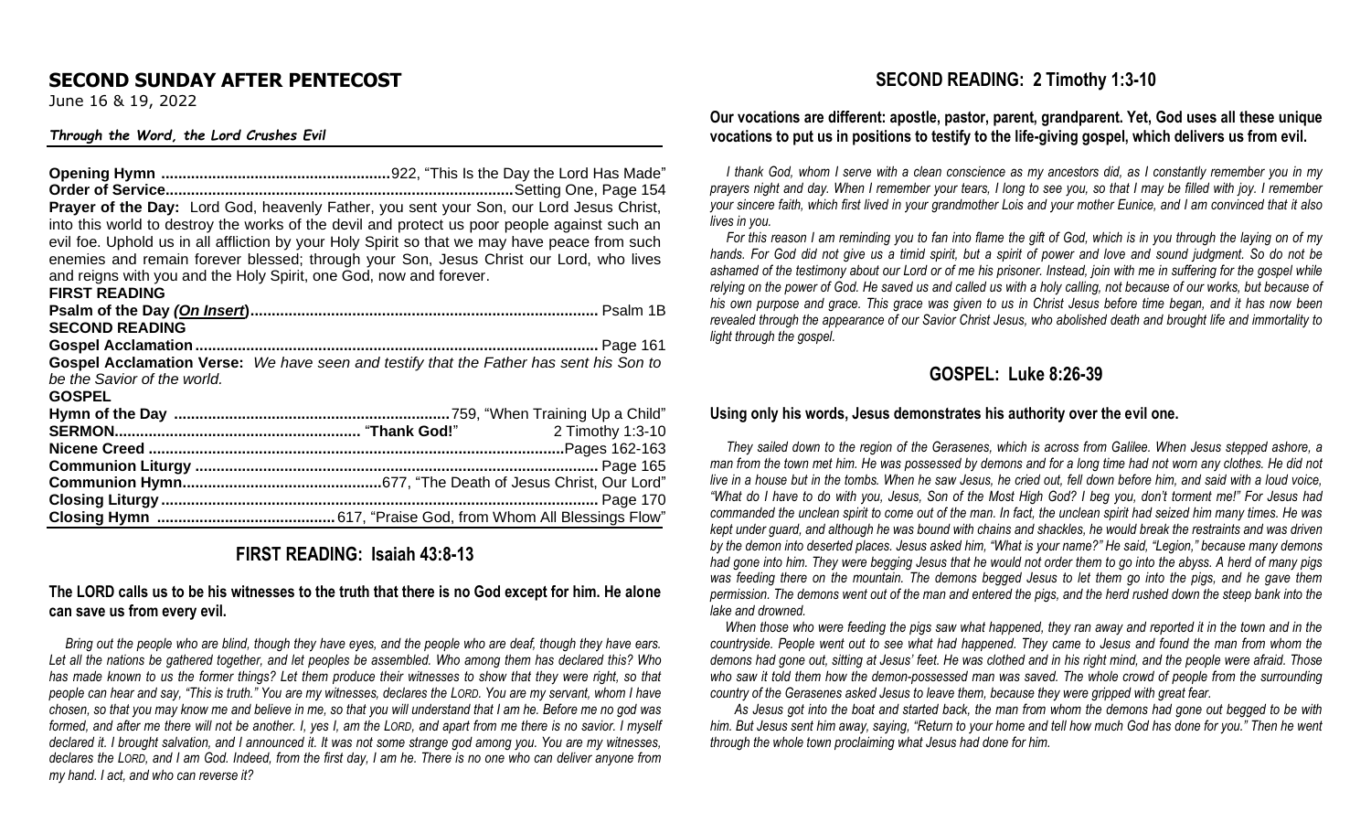# SECOND SUNDAY AFTER PENTECOST

June 16 & 19, 2022

***Through the Word, the Lord Crushes Evil***

**Opening Hymn** ...................................................... 922, "This Is the Day the Lord Has Made"
**Order of Service**................................................................................ Setting One, Page 154
**Prayer of the Day:** Lord God, heavenly Father, you sent your Son, our Lord Jesus Christ, into this world to destroy the works of the devil and protect us poor people against such an evil foe. Uphold us in all affliction by your Holy Spirit so that we may have peace from such enemies and remain forever blessed; through your Son, Jesus Christ our Lord, who lives and reigns with you and the Holy Spirit, one God, now and forever.
**FIRST READING**
**Psalm of the Day *(On Insert)***.................................................................................. Psalm 1B
**SECOND READING**
**Gospel Acclamation**............................................................................................. Page 161
**Gospel Acclamation Verse:** *We have seen and testify that the Father has sent his Son to be the Savior of the world.*
**GOSPEL**
**Hymn of the Day** ................................................................ 759, "When Training Up a Child"
**SERMON**......................................................... "**Thank God!**" 2 Timothy 1:3-10
**Nicene Creed** ................................................................................................ Pages 162-163
**Communion Liturgy** ............................................................................................. Page 165
**Communion Hymn**.............................................. 677, "The Death of Jesus Christ, Our Lord"
**Closing Liturgy** ..................................................................................................... Page 170
**Closing Hymn** .......................................... 617, "Praise God, from Whom All Blessings Flow"

## FIRST READING: Isaiah 43:8-13

**The LORD calls us to be his witnesses to the truth that there is no God except for him. He alone can save us from every evil.**

*Bring out the people who are blind, though they have eyes, and the people who are deaf, though they have ears. Let all the nations be gathered together, and let peoples be assembled. Who among them has declared this? Who has made known to us the former things? Let them produce their witnesses to show that they were right, so that people can hear and say, "This is truth." You are my witnesses, declares the LORD. You are my servant, whom I have chosen, so that you may know me and believe in me, so that you will understand that I am he. Before me no god was formed, and after me there will not be another. I, yes I, am the LORD, and apart from me there is no savior. I myself declared it. I brought salvation, and I announced it. It was not some strange god among you. You are my witnesses, declares the LORD, and I am God. Indeed, from the first day, I am he. There is no one who can deliver anyone from my hand. I act, and who can reverse it?*

## SECOND READING: 2 Timothy 1:3-10

**Our vocations are different: apostle, pastor, parent, grandparent. Yet, God uses all these unique vocations to put us in positions to testify to the life-giving gospel, which delivers us from evil.**

*I thank God, whom I serve with a clean conscience as my ancestors did, as I constantly remember you in my prayers night and day. When I remember your tears, I long to see you, so that I may be filled with joy. I remember your sincere faith, which first lived in your grandmother Lois and your mother Eunice, and I am convinced that it also lives in you.*

*For this reason I am reminding you to fan into flame the gift of God, which is in you through the laying on of my hands. For God did not give us a timid spirit, but a spirit of power and love and sound judgment. So do not be ashamed of the testimony about our Lord or of me his prisoner. Instead, join with me in suffering for the gospel while relying on the power of God. He saved us and called us with a holy calling, not because of our works, but because of his own purpose and grace. This grace was given to us in Christ Jesus before time began, and it has now been revealed through the appearance of our Savior Christ Jesus, who abolished death and brought life and immortality to light through the gospel.*

## GOSPEL: Luke 8:26-39

**Using only his words, Jesus demonstrates his authority over the evil one.**

*They sailed down to the region of the Gerasenes, which is across from Galilee. When Jesus stepped ashore, a man from the town met him. He was possessed by demons and for a long time had not worn any clothes. He did not live in a house but in the tombs. When he saw Jesus, he cried out, fell down before him, and said with a loud voice, "What do I have to do with you, Jesus, Son of the Most High God? I beg you, don't torment me!" For Jesus had commanded the unclean spirit to come out of the man. In fact, the unclean spirit had seized him many times. He was kept under guard, and although he was bound with chains and shackles, he would break the restraints and was driven by the demon into deserted places. Jesus asked him, "What is your name?" He said, "Legion," because many demons had gone into him. They were begging Jesus that he would not order them to go into the abyss. A herd of many pigs was feeding there on the mountain. The demons begged Jesus to let them go into the pigs, and he gave them permission. The demons went out of the man and entered the pigs, and the herd rushed down the steep bank into the lake and drowned.*

*When those who were feeding the pigs saw what happened, they ran away and reported it in the town and in the countryside. People went out to see what had happened. They came to Jesus and found the man from whom the demons had gone out, sitting at Jesus' feet. He was clothed and in his right mind, and the people were afraid. Those who saw it told them how the demon-possessed man was saved. The whole crowd of people from the surrounding country of the Gerasenes asked Jesus to leave them, because they were gripped with great fear.*

*As Jesus got into the boat and started back, the man from whom the demons had gone out begged to be with him. But Jesus sent him away, saying, "Return to your home and tell how much God has done for you." Then he went through the whole town proclaiming what Jesus had done for him.*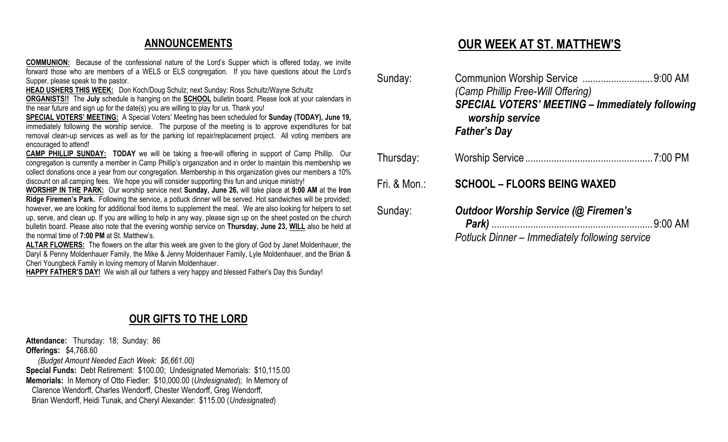## ANNOUNCEMENTS

**COMMUNION:** Because of the confessional nature of the Lord's Supper which is offered today, we invite forward those who are members of a WELS or ELS congregation. If you have questions about the Lord's Supper, please speak to the pastor.

**HEAD USHERS THIS WEEK:** Don Koch/Doug Schulz; next Sunday: Ross Schultz/Wayne Schultz

**ORGANISTS!!** The **July** schedule is hanging on the **SCHOOL** bulletin board. Please look at your calendars in the near future and sign up for the date(s) you are willing to play for us. Thank you!

**SPECIAL VOTERS' MEETING:** A Special Voters' Meeting has been scheduled for **Sunday (TODAY), June 19,** immediately following the worship service. The purpose of the meeting is to approve expenditures for bat removal clean-up services as well as for the parking lot repair/replacement project. All voting members are encouraged to attend!

**CAMP PHILLIP SUNDAY: TODAY** we will be taking a free-will offering in support of Camp Phillip. Our congregation is currently a member in Camp Phillip's organization and in order to maintain this membership we collect donations once a year from our congregation. Membership in this organization gives our members a 10% discount on all camping fees. We hope you will consider supporting this fun and unique ministry!

**WORSHIP IN THE PARK:** Our worship service next **Sunday, June 26,** will take place at **9:00 AM** at the **Iron Ridge Firemen's Park.** Following the service, a potluck dinner will be served. Hot sandwiches will be provided; however, we are looking for additional food items to supplement the meal. We are also looking for helpers to set up, serve, and clean up. If you are willing to help in any way, please sign up on the sheet posted on the church bulletin board. Please also note that the evening worship service on **Thursday, June 23, WILL** also be held at the normal time of **7:00 PM** at St. Matthew's.

**ALTAR FLOWERS:** The flowers on the altar this week are given to the glory of God by Janet Moldenhauer, the Daryl & Penny Moldenhauer Family, the Mike & Jenny Moldenhauer Family, Lyle Moldenhauer, and the Brian & Cheri Youngbeck Family in loving memory of Marvin Moldenhauer.

**HAPPY FATHER'S DAY!** We wish all our fathers a very happy and blessed Father's Day this Sunday!

## OUR GIFTS TO THE LORD

**Attendance:** Thursday: 18; Sunday: 86

**Offerings:** $4,768.60

*(Budget Amount Needed Each Week: $6,661.00)*

**Special Funds:** Debt Retirement: $100.00; Undesignated Memorials: $10,115.00

**Memorials:** In Memory of Otto Fiedler: $10,000.00 (*Undesignated*); In Memory of Clarence Wendorff, Charles Wendorff, Chester Wendorff, Greg Wendorff, Brian Wendorff, Heidi Tunak, and Cheryl Alexander: $115.00 (*Undesignated*)

## OUR WEEK AT ST. MATTHEW'S

**Sunday:** Communion Worship Service .......... 9:00 AM
*(Camp Phillip Free-Will Offering)*
***SPECIAL VOTERS' MEETING – Immediately following worship service***
***Father's Day***

**Thursday:** Worship Service .......... 7:00 PM

**Fri. & Mon.:** **SCHOOL – FLOORS BEING WAXED**

**Sunday:** ***Outdoor Worship Service (@ Firemen's Park)*** .......... 9:00 AM
*Potluck Dinner – Immediately following service*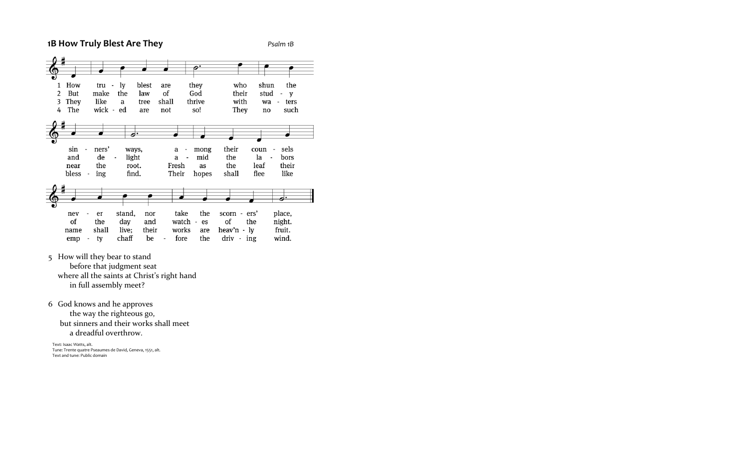## 1B How Truly Blest Are They

*Psalm 1B*

1 How truly blest are they who shun the sinners' ways, among their counsels never stand, nor take the scorners' place,

2 But make the law of God their study and delight amid the labors of the day and watches of the night.

3 They like a tree shall thrive with waters near the root. Fresh as the leaf their name shall live; their works are heav'nly fruit.

4 The wicked are not so! They no such blessing find. Their hopes shall flee like empty chaff before the driving wind.

5 How will they bear to stand
before that judgment seat
where all the saints at Christ's right hand
in full assembly meet?

6 God knows and he approves
the way the righteous go,
but sinners and their works shall meet
a dreadful overthrow.

Text: Isaac Watts, alt.
Tune: Trente quatre Pseaumes de David, Geneva, 1551, alt.
Text and tune: Public domain